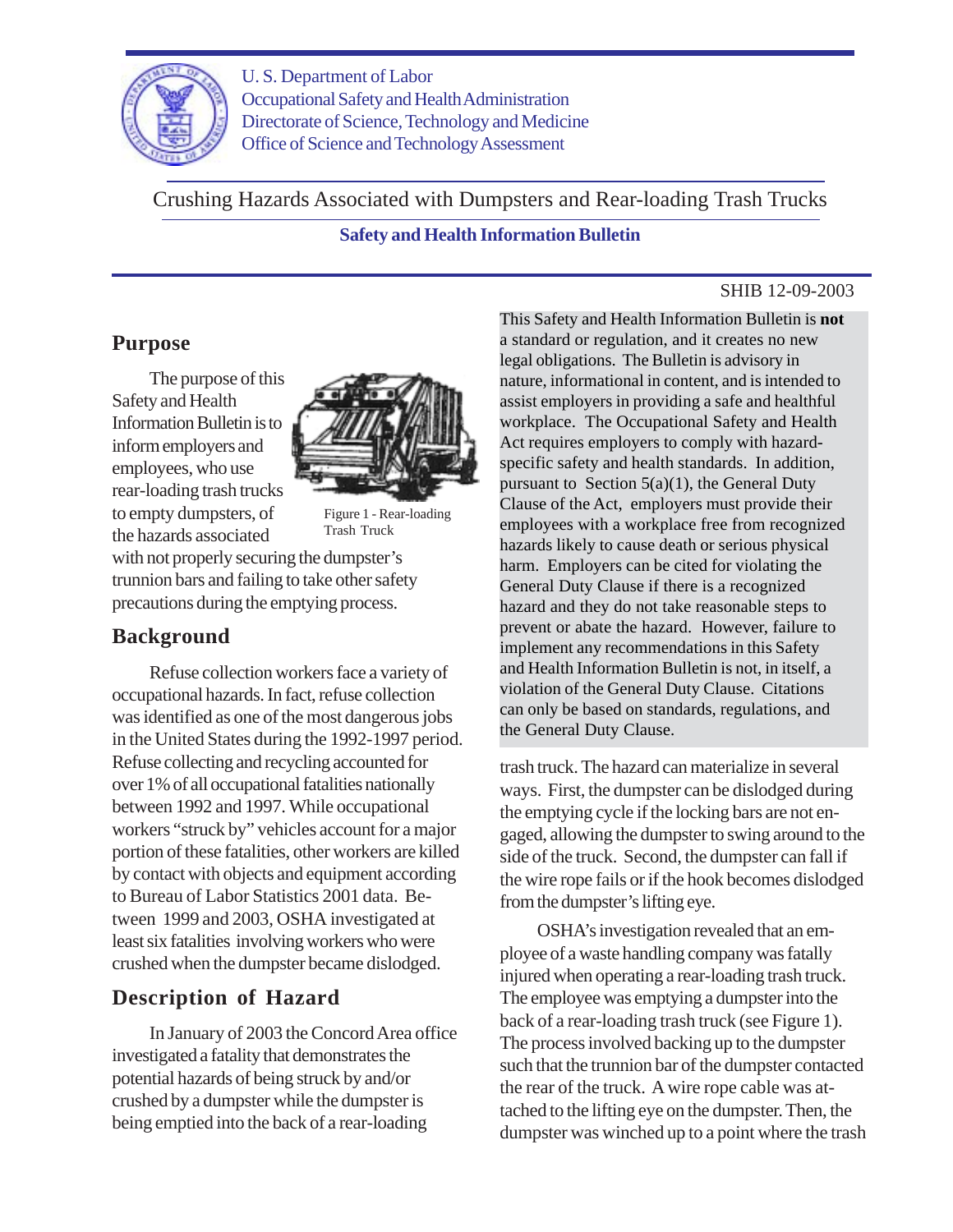U. S. Department of Labor
Occupational Safety and Health Administration
Directorate of Science, Technology and Medicine
Office of Science and Technology Assessment

# Crushing Hazards Associated with Dumpsters and Rear-loading Trash Trucks

**Safety and Health Information Bulletin**

SHIB 12-09-2003

This Safety and Health Information Bulletin is **not** a standard or regulation, and it creates no new legal obligations. The Bulletin is advisory in nature, informational in content, and is intended to assist employers in providing a safe and healthful workplace. The Occupational Safety and Health Act requires employers to comply with hazard-specific safety and health standards. In addition, pursuant to Section 5(a)(1), the General Duty Clause of the Act, employers must provide their employees with a workplace free from recognized hazards likely to cause death or serious physical harm. Employers can be cited for violating the General Duty Clause if there is a recognized hazard and they do not take reasonable steps to prevent or abate the hazard. However, failure to implement any recommendations in this Safety and Health Information Bulletin is not, in itself, a violation of the General Duty Clause. Citations can only be based on standards, regulations, and the General Duty Clause.

## Purpose

The purpose of this Safety and Health Information Bulletin is to inform employers and employees, who use rear-loading trash trucks to empty dumpsters, of the hazards associated with not properly securing the dumpster's trunnion bars and failing to take other safety precautions during the emptying process.

Figure 1 - Rear-loading Trash Truck

## Background

Refuse collection workers face a variety of occupational hazards. In fact, refuse collection was identified as one of the most dangerous jobs in the United States during the 1992-1997 period. Refuse collecting and recycling accounted for over 1% of all occupational fatalities nationally between 1992 and 1997. While occupational workers "struck by" vehicles account for a major portion of these fatalities, other workers are killed by contact with objects and equipment according to Bureau of Labor Statistics 2001 data. Between 1999 and 2003, OSHA investigated at least six fatalities involving workers who were crushed when the dumpster became dislodged.

## Description of Hazard

In January of 2003 the Concord Area office investigated a fatality that demonstrates the potential hazards of being struck by and/or crushed by a dumpster while the dumpster is being emptied into the back of a rear-loading trash truck. The hazard can materialize in several ways. First, the dumpster can be dislodged during the emptying cycle if the locking bars are not engaged, allowing the dumpster to swing around to the side of the truck. Second, the dumpster can fall if the wire rope fails or if the hook becomes dislodged from the dumpster's lifting eye.

OSHA's investigation revealed that an employee of a waste handling company was fatally injured when operating a rear-loading trash truck. The employee was emptying a dumpster into the back of a rear-loading trash truck (see Figure 1). The process involved backing up to the dumpster such that the trunnion bar of the dumpster contacted the rear of the truck. A wire rope cable was attached to the lifting eye on the dumpster. Then, the dumpster was winched up to a point where the trash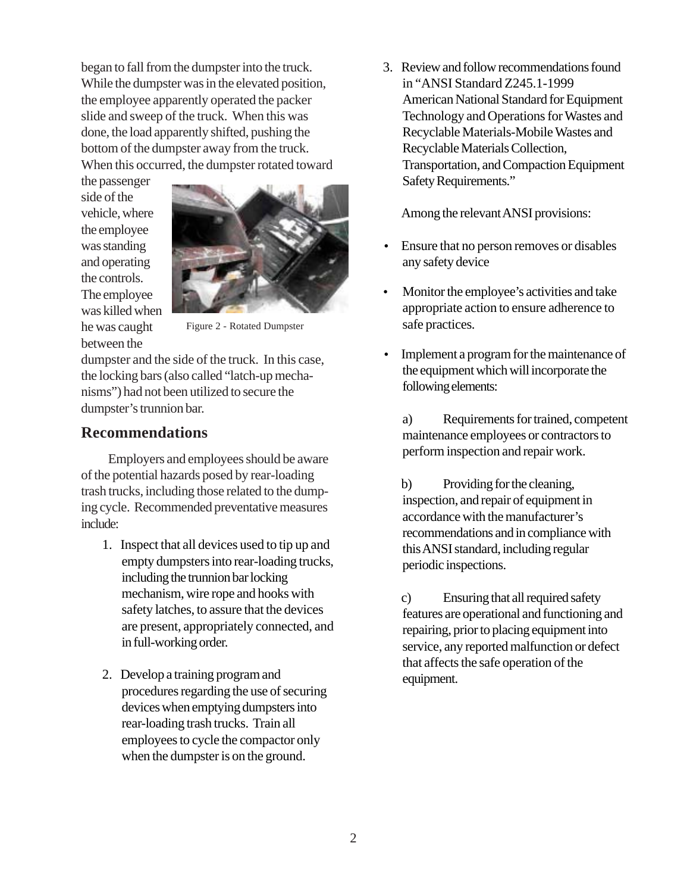began to fall from the dumpster into the truck. While the dumpster was in the elevated position, the employee apparently operated the packer slide and sweep of the truck. When this was done, the load apparently shifted, pushing the bottom of the dumpster away from the truck. When this occurred, the dumpster rotated toward the passenger side of the vehicle, where the employee was standing and operating the controls. The employee was killed when he was caught between the dumpster and the side of the truck. In this case, the locking bars (also called "latch-up mechanisms") had not been utilized to secure the dumpster's trunnion bar.

Figure 2 - Rotated Dumpster

## Recommendations

Employers and employees should be aware of the potential hazards posed by rear-loading trash trucks, including those related to the dumping cycle. Recommended preventative measures include:

1. Inspect that all devices used to tip up and empty dumpsters into rear-loading trucks, including the trunnion bar locking mechanism, wire rope and hooks with safety latches, to assure that the devices are present, appropriately connected, and in full-working order.

2. Develop a training program and procedures regarding the use of securing devices when emptying dumpsters into rear-loading trash trucks. Train all employees to cycle the compactor only when the dumpster is on the ground.

3. Review and follow recommendations found in "ANSI Standard Z245.1-1999 American National Standard for Equipment Technology and Operations for Wastes and Recyclable Materials-Mobile Wastes and Recyclable Materials Collection, Transportation, and Compaction Equipment Safety Requirements."

   Among the relevant ANSI provisions:

   - Ensure that no person removes or disables any safety device

   - Monitor the employee's activities and take appropriate action to ensure adherence to safe practices.

   - Implement a program for the maintenance of the equipment which will incorporate the following elements:

     a) Requirements for trained, competent maintenance employees or contractors to perform inspection and repair work.

     b) Providing for the cleaning, inspection, and repair of equipment in accordance with the manufacturer's recommendations and in compliance with this ANSI standard, including regular periodic inspections.

     c) Ensuring that all required safety features are operational and functioning and repairing, prior to placing equipment into service, any reported malfunction or defect that affects the safe operation of the equipment.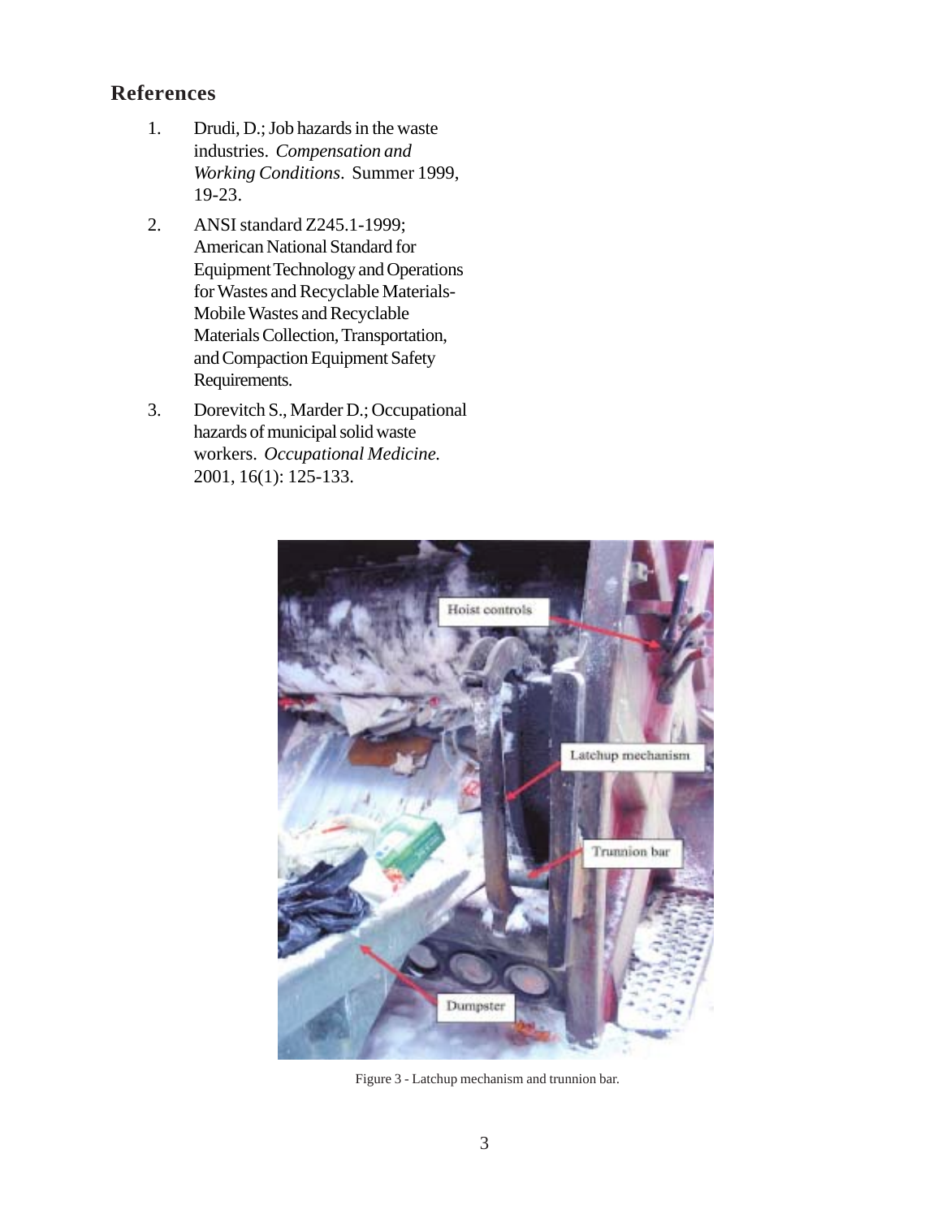## References

1. Drudi, D.; Job hazards in the waste industries. *Compensation and Working Conditions*. Summer 1999, 19-23.
2. ANSI standard Z245.1-1999; American National Standard for Equipment Technology and Operations for Wastes and Recyclable Materials-Mobile Wastes and Recyclable Materials Collection, Transportation, and Compaction Equipment Safety Requirements.
3. Dorevitch S., Marder D.; Occupational hazards of municipal solid waste workers. *Occupational Medicine.* 2001, 16(1): 125-133.

Figure 3 - Latchup mechanism and trunnion bar.